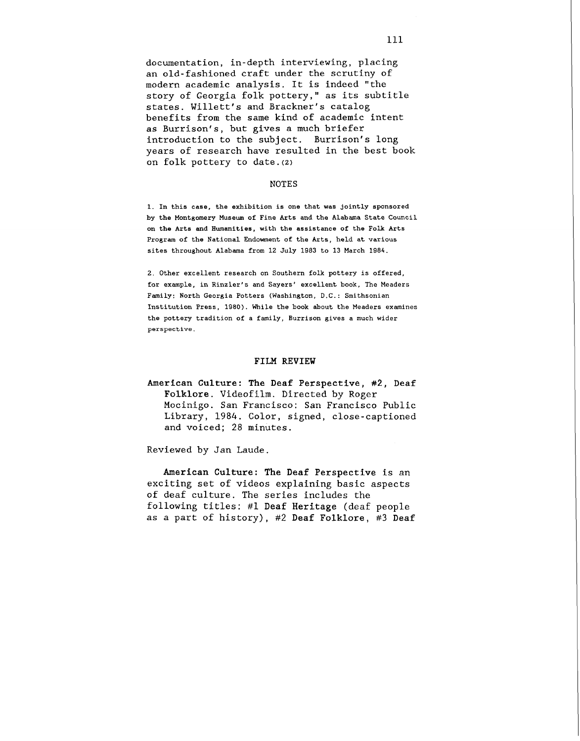documentation, in-depth interviewing, placing an old-fashioned craft under the scrutiny of modern academic analysis. It is indeed "the story of Georgia folk pottery," as its subtitle states. Willett's and Brackner's catalog benefits from the same kind of academic intent as Burrison's, but gives a much briefer introduction to the subject. Burrison's long years of research have resulted in the best book on folk pottery to date.(2)

## NOTES

1. In this case, the exhibition is one that was jointly sponsored by the Montgomery Museum of Fine Arts and the Alabama State Council on the Arts and Humanities, with the assistance of the Folk Arts Program of the National Endowment of the Arts, held at various sites throughout Alabama from 12 July 1983 to 13 March 1984.

2. Other excellent research on Southern folk pottery is offered, for example, in Rinzler's and Sayers' excellent book, The Meaders Family: North Georgia Potters (Washington, D.C.: Smithsonian Institution Press, 1980). While the book about the Meaders examines the pottery tradition of a family, Burrison gives a much wider perspective.

## FILM REVIEW

**American Culture: The Deaf Perspective, #2, Deaf Folklore**. Videofilm. Directed by Roger Mocinigo. San Francisco: San Francisco Public Library, 1984. Color, signed, close-captioned and voiced; 28 minutes.

Reviewed by Jan Laude.

**American Culture: The Deaf Perspective** is an exciting set of videos explaining basic aspects of deaf culture. The series includes the following titles: #1 **Deaf Heritage** (deaf people as a part of history), #2 **Deaf Folklore**, #3 **Deaf**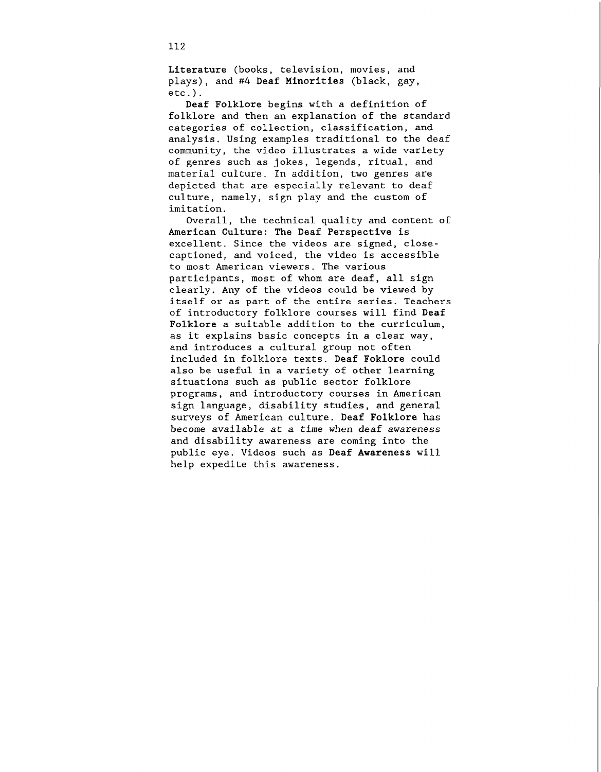**Literature** (books, television, movies, and plays), and #4 **Deaf Minorities** (black, gay, etc.).

**Deaf Folklore** begins with a definition of folklore and then an explanation of the standard categories of collection, classification, and analysis. Using examples traditional to the deaf community, the video illustrates a wide variety of genres such as jokes, legends, ritual, and material culture. In addition, two genres are depicted that are especially relevant to deaf culture, namely, sign play and the custom of imitation.

Overall, the technical quality and content of **American Culture: The Deaf Perspective** is excellent. Since the videos are signed, close-captioned, and voiced, the video is accessible to most American viewers. The various participants, most of whom are deaf, all sign clearly. Any of the videos could be viewed by itself or as part of the entire series. Teachers of introductory folklore courses will find **Deaf Folklore** a suitable addition to the curriculum, as it explains basic concepts in a clear way, and introduces a cultural group not often included in folklore texts. **Deaf Foklore** could also be useful in a variety of other learning situations such as public sector folklore programs, and introductory courses in American sign language, disability studies, and general surveys of American culture. **Deaf Folklore** has become available at a time when deaf awareness and disability awareness are coming into the public eye. Videos such as **Deaf Awareness** will help expedite this awareness.